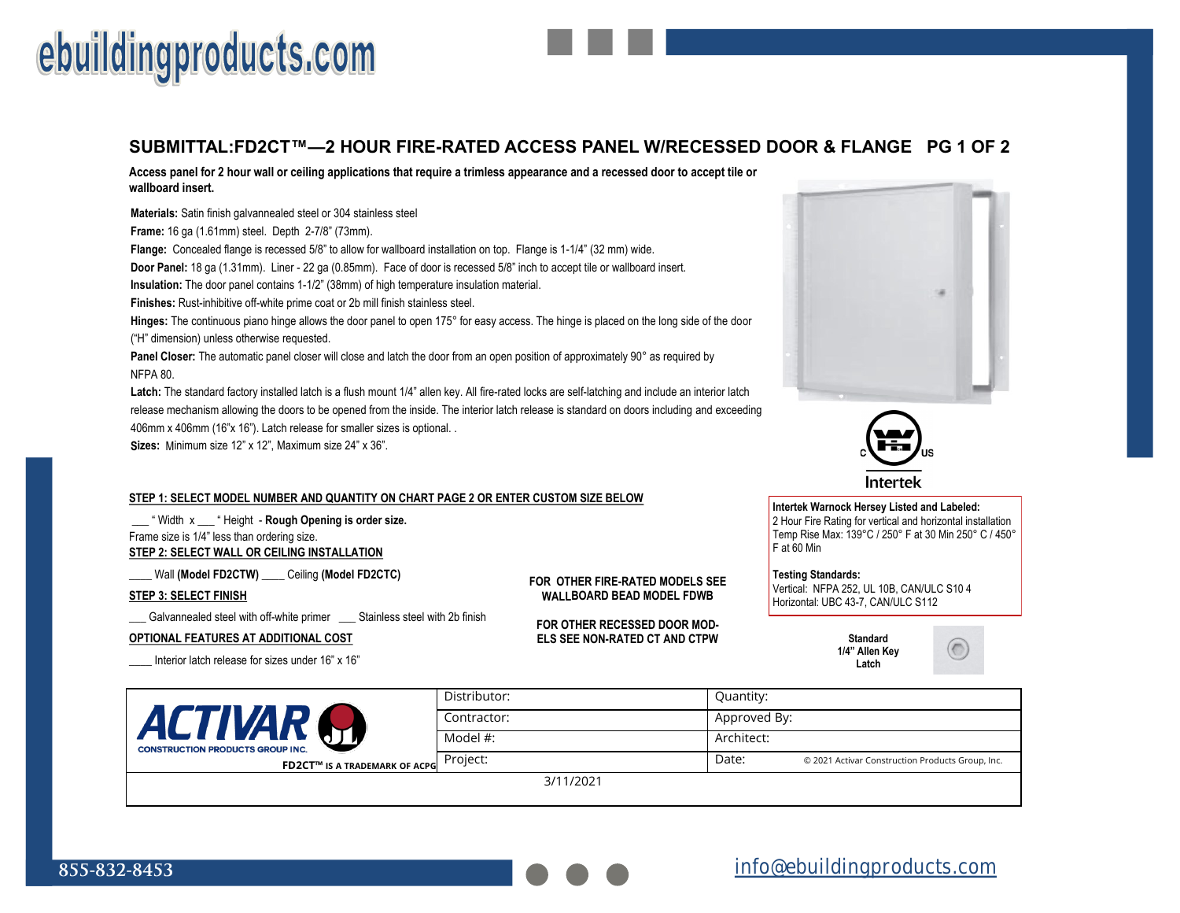ebuildingproducts.com

# SUBMITTAL:FD2CT™—2 HOUR FIRE-RATED ACCESS PANEL W/RECESSED DOOR & FLANGE PG 1 OF 2

**Access panel for 2 hour wall or ceiling applications that require a trimless appearance and a recessed door to accept tile or wallboard insert.**

**Materials:** Satin finish galvannealed steel or 304 stainless steel

**Frame:** 16 ga (1.61mm) steel. Depth 2-7/8" (73mm).

**Flange:** Concealed flange is recessed 5/8" to allow for wallboard installation on top. Flange is 1-1/4" (32 mm) wide.

**Door Panel:** 18 ga (1.31mm). Liner - 22 ga (0.85mm). Face of door is recessed 5/8" inch to accept tile or wallboard insert.

**Insulation:** The door panel contains 1-1/2" (38mm) of high temperature insulation material.

**Finishes:** Rust-inhibitive off-white prime coat or 2b mill finish stainless steel.

**Hinges:** The continuous piano hinge allows the door panel to open 175° for easy access. The hinge is placed on the long side of the door ("H" dimension) unless otherwise requested.

**Panel Closer:** The automatic panel closer will close and latch the door from an open position of approximately 90° as required by NFPA 80.

**Latch:** The standard factory installed latch is a flush mount 1/4" allen key. All fire-rated locks are self-latching and include an interior latch release mechanism allowing the doors to be opened from the inside. The interior latch release is standard on doors including and exceeding 406mm x 406mm (16"x 16"). Latch release for smaller sizes is optional. .

**Sizes:** Minimum size 12" x 12", Maximum size 24" x 36".

c US Intertek

**Intertek Warnock Hersey Listed and Labeled:**
2 Hour Fire Rating for vertical and horizontal installation
Temp Rise Max: 139°C / 250° F at 30 Min 250° C / 450° F at 60 Min

**Testing Standards:**
Vertical: NFPA 252, UL 10B, CAN/ULC S10 4
Horizontal: UBC 43-7, CAN/ULC S112

**STEP 1: SELECT MODEL NUMBER AND QUANTITY ON CHART PAGE 2 OR ENTER CUSTOM SIZE BELOW**

___ " Width x ___ " Height - **Rough Opening is order size.**
Frame size is 1/4" less than ordering size.

**STEP 2: SELECT WALL OR CEILING INSTALLATION**

____ Wall **(Model FD2CTW)** ____ Ceiling **(Model FD2CTC)**

**STEP 3: SELECT FINISH**

___ Galvannealed steel with off-white primer ___ Stainless steel with 2b finish

**OPTIONAL FEATURES AT ADDITIONAL COST**

____ Interior latch release for sizes under 16" x 16"

**FOR OTHER FIRE-RATED MODELS SEE WALLBOARD BEAD MODEL FDWB**

**FOR OTHER RECESSED DOOR MODELS SEE NON-RATED CT AND CTPW**

**Standard 1/4" Allen Key Latch**

| ACTIVAR CONSTRUCTION PRODUCTS GROUP INC. | Distributor: | Quantity: |
|---|---|---|
| | Contractor: | Approved By: |
| | Model #: | Architect: |
| FD2CT™ IS A TRADEMARK OF ACPG | Project: | Date: © 2021 Activar Construction Products Group, Inc. |
| | 3/11/2021 | |

855-832-8453

info@ebuildingproducts.com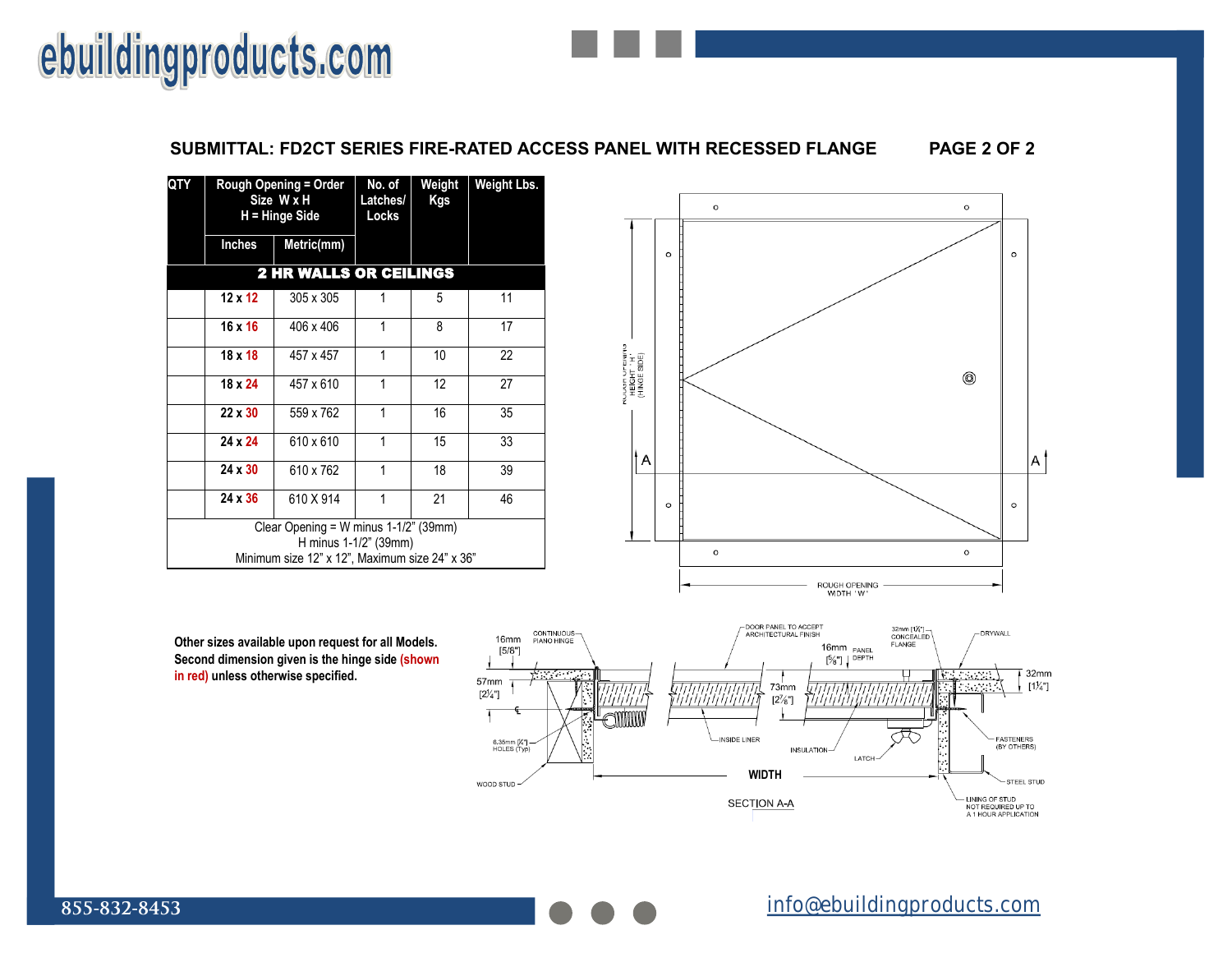## SUBMITTAL: FD2CT SERIES FIRE-RATED ACCESS PANEL WITH RECESSED FLANGE

| QTY | Rough Opening = Order Size W x H, H = Hinge Side | | No. of Latches/ Locks | Weight Kgs | Weight Lbs. |
|---|---|---|---|---|---|
| | Inches | Metric(mm) | | | |
| **2 HR WALLS OR CEILINGS** | | | | | |
| | **12 x 12** | 305 x 305 | 1 | 5 | 11 |
| | **16 x 16** | 406 x 406 | 1 | 8 | 17 |
| | **18 x 18** | 457 x 457 | 1 | 10 | 22 |
| | **18 x 24** | 457 x 610 | 1 | 12 | 27 |
| | **22 x 30** | 559 x 762 | 1 | 16 | 35 |
| | **24 x 24** | 610 x 610 | 1 | 15 | 33 |
| | **24 x 30** | 610 x 762 | 1 | 18 | 39 |
| | **24 x 36** | 610 X 914 | 1 | 21 | 46 |
| Clear Opening = W minus 1-1/2" (39mm) H minus 1-1/2" (39mm) Minimum size 12" x 12", Maximum size 24" x 36" | | | | | |

**Other sizes available upon request for all Models. Second dimension given is the hinge side (shown in red) unless otherwise specified.**

ROUGH OPENING HEIGHT 'H' (HINGE SIDE)

A

A

ROUGH OPENING WIDTH 'W'

16mm [5/8"]

CONTINUOUS PIANO HINGE

57mm [2¼"]

6.35mm [¼"] HOLES (Typ)

WOOD STUD

DOOR PANEL TO ACCEPT ARCHITECTURAL FINISH

16mm [⅝"] PANEL DEPTH

73mm [2⅞"]

INSIDE LINER

INSULATION

LATCH

32mm [1¼"] CONCEALED FLANGE

DRYWALL

32mm [1¼"]

FASTENERS (BY OTHERS)

STEEL STUD

LINING OF STUD NOT REQUIRED UP TO A 1 HOUR APPLICATION

WIDTH

SECTION A-A